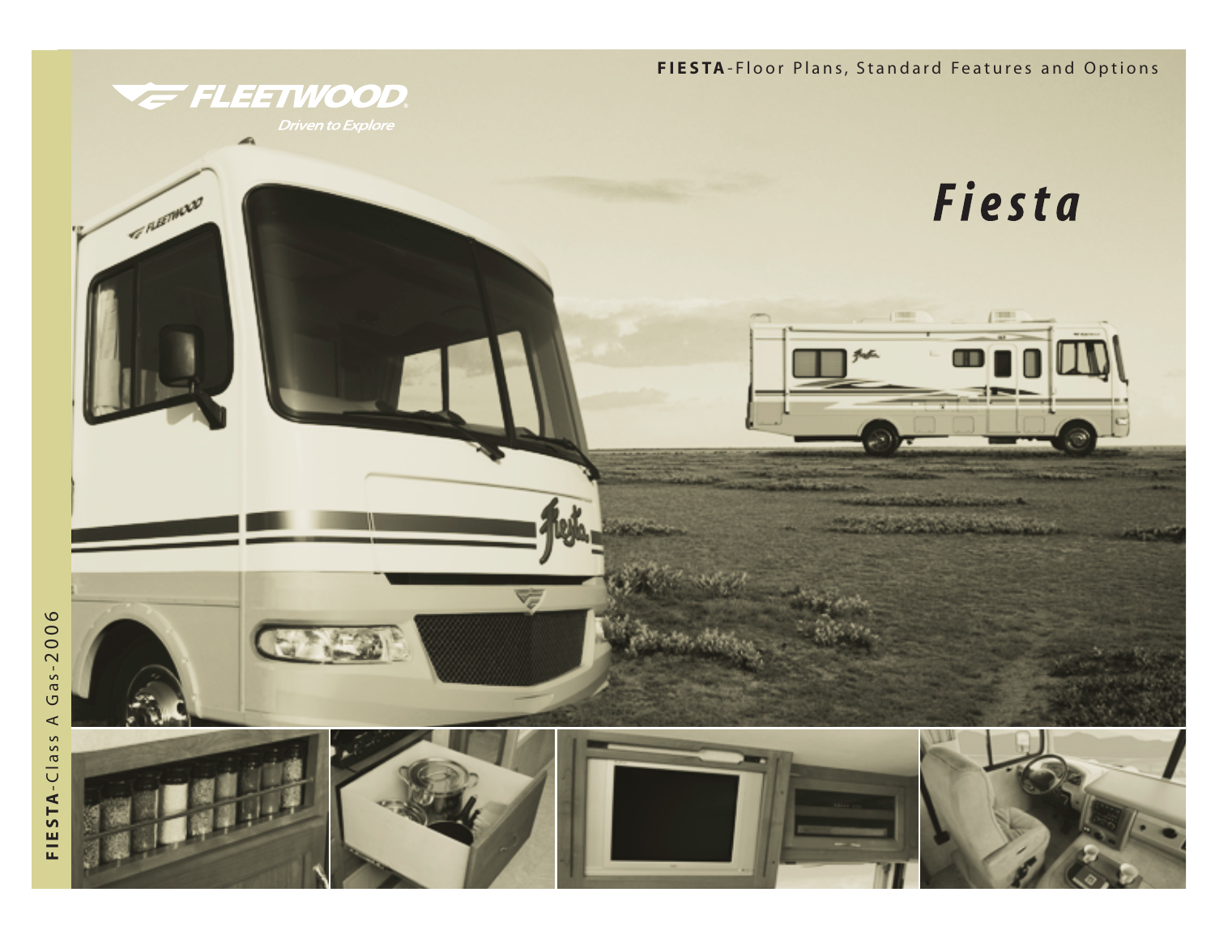**FIESTA**-Floor Plans, Standard Features and Options

FLEETWOOD

*Driven to Explore*

# *Fiesta*

**FIESTA**-Class A Gas-2006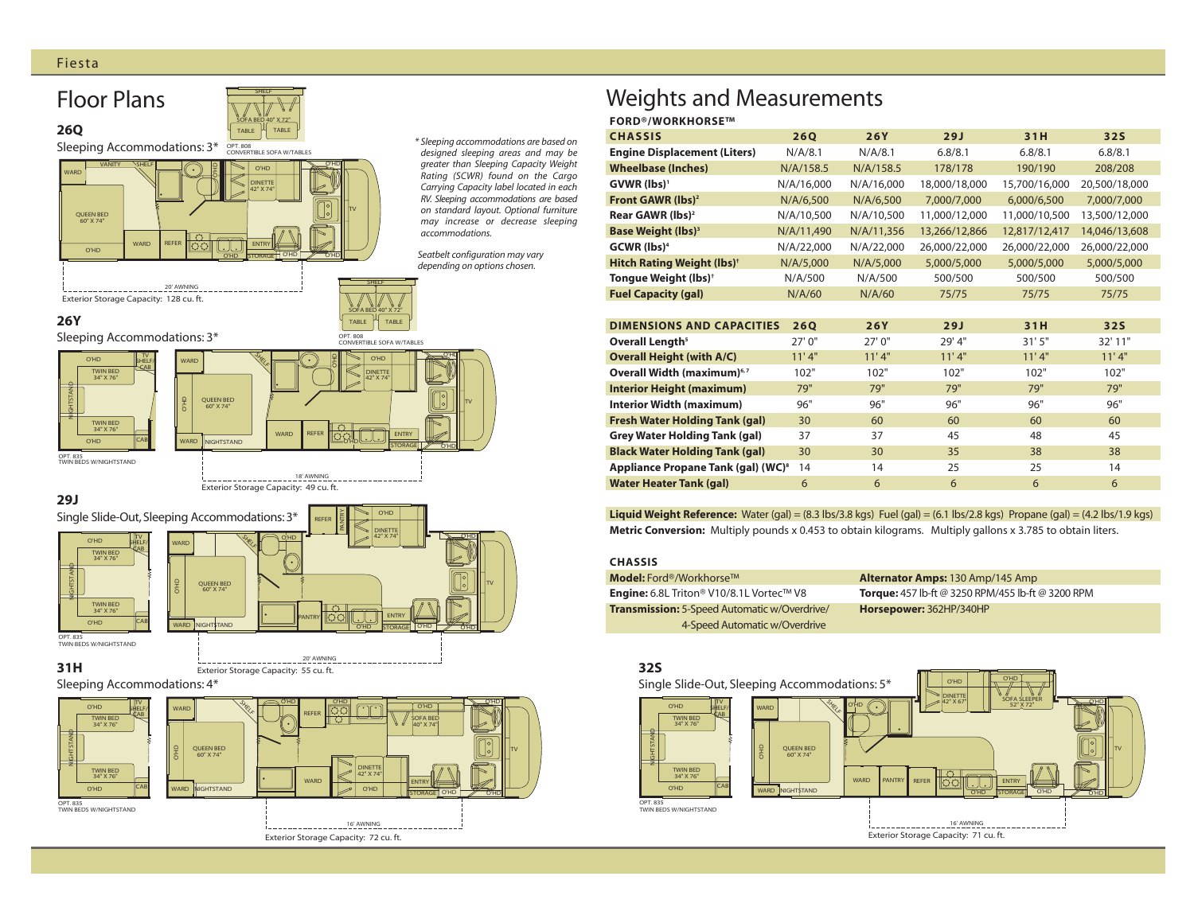# Floor Plans

## 26Q

Sleeping Accommodations: 3*

OPT. 808
CONVERTIBLE SOFA W/TABLES

Exterior Storage Capacity: 128 cu. ft.

## 26Y

Sleeping Accommodations: 3*

OPT. 808
CONVERTIBLE SOFA W/TABLES

OPT. 835
TWIN BEDS W/NIGHTSTAND

Exterior Storage Capacity: 49 cu. ft.

## 29J

Single Slide-Out, Sleeping Accommodations: 3*

OPT. 835
TWIN BEDS W/NIGHTSTAND

Exterior Storage Capacity: 55 cu. ft.

## 31H

Sleeping Accommodations: 4*

OPT. 835
TWIN BEDS W/NIGHTSTAND

Exterior Storage Capacity: 72 cu. ft.

*\* Sleeping accommodations are based on designed sleeping areas and may be greater than Sleeping Capacity Weight Rating (SCWR) found on the Cargo Carrying Capacity label located in each RV. Sleeping accommodations are based on standard layout. Optional furniture may increase or decrease sleeping accommodations.*

*Seatbelt configuration may vary depending on options chosen.*

# Weights and Measurements

**FORD®/WORKHORSE™**

| CHASSIS | 26Q | 26Y | 29J | 31H | 32S |
|---|---|---|---|---|---|
| Engine Displacement (Liters) | N/A/8.1 | N/A/8.1 | 6.8/8.1 | 6.8/8.1 | 6.8/8.1 |
| Wheelbase (Inches) | N/A/158.5 | N/A/158.5 | 178/178 | 190/190 | 208/208 |
| GVWR (lbs)[1] | N/A/16,000 | N/A/16,000 | 18,000/18,000 | 15,700/16,000 | 20,500/18,000 |
| Front GAWR (lbs)[2] | N/A/6,500 | N/A/6,500 | 7,000/7,000 | 6,000/6,500 | 7,000/7,000 |
| Rear GAWR (lbs)[2] | N/A/10,500 | N/A/10,500 | 11,000/12,000 | 11,000/10,500 | 13,500/12,000 |
| Base Weight (lbs)[3] | N/A/11,490 | N/A/11,356 | 13,266/12,866 | 12,817/12,417 | 14,046/13,608 |
| GCWR (lbs)[4] | N/A/22,000 | N/A/22,000 | 26,000/22,000 | 26,000/22,000 | 26,000/22,000 |
| Hitch Rating Weight (lbs)[†] | N/A/5,000 | N/A/5,000 | 5,000/5,000 | 5,000/5,000 | 5,000/5,000 |
| Tongue Weight (lbs)[†] | N/A/500 | N/A/500 | 500/500 | 500/500 | 500/500 |
| Fuel Capacity (gal) | N/A/60 | N/A/60 | 75/75 | 75/75 | 75/75 |

| DIMENSIONS AND CAPACITIES | 26Q | 26Y | 29J | 31H | 32S |
|---|---|---|---|---|---|
| Overall Length[5] | 27' 0" | 27' 0" | 29' 4" | 31' 5" | 32' 11" |
| Overall Height (with A/C) | 11' 4" | 11' 4" | 11' 4" | 11' 4" | 11' 4" |
| Overall Width (maximum)[6,7] | 102" | 102" | 102" | 102" | 102" |
| Interior Height (maximum) | 79" | 79" | 79" | 79" | 79" |
| Interior Width (maximum) | 96" | 96" | 96" | 96" | 96" |
| Fresh Water Holding Tank (gal) | 30 | 60 | 60 | 60 | 60 |
| Grey Water Holding Tank (gal) | 37 | 37 | 45 | 48 | 45 |
| Black Water Holding Tank (gal) | 30 | 30 | 35 | 38 | 38 |
| Appliance Propane Tank (gal) (WC)[8] | 14 | 14 | 25 | 25 | 14 |
| Water Heater Tank (gal) | 6 | 6 | 6 | 6 | 6 |

**Liquid Weight Reference:** Water (gal) = (8.3 lbs/3.8 kgs) Fuel (gal) = (6.1 lbs/2.8 kgs) Propane (gal) = (4.2 lbs/1.9 kgs)

**Metric Conversion:** Multiply pounds x 0.453 to obtain kilograms. Multiply gallons x 3.785 to obtain liters.

### CHASSIS

**Model:** Ford®/Workhorse™

**Engine:** 6.8L Triton® V10/8.1L Vortec™ V8

**Transmission:** 5-Speed Automatic w/Overdrive/ 4-Speed Automatic w/Overdrive

**Alternator Amps:** 130 Amp/145 Amp

**Torque:** 457 lb-ft @ 3250 RPM/455 lb-ft @ 3200 RPM

**Horsepower:** 362HP/340HP

## 32S

Single Slide-Out, Sleeping Accommodations: 5*

OPT. 835
TWIN BEDS W/NIGHTSTAND

Exterior Storage Capacity: 71 cu. ft.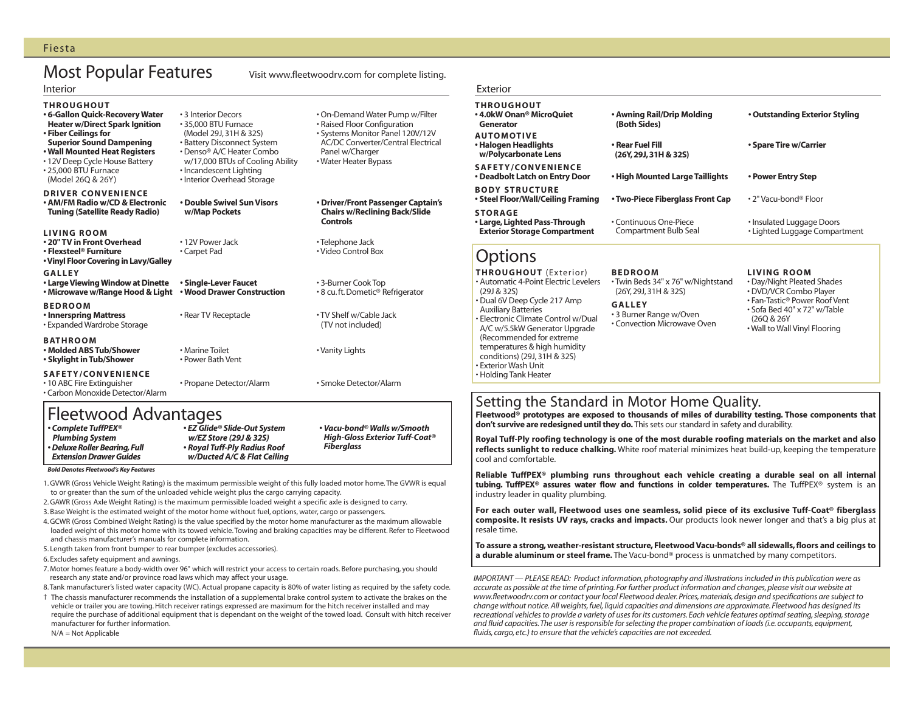# Most Popular Features

Visit www.fleetwoodrv.com for complete listing.

## Interior

**THROUGHOUT**

- **6-Gallon Quick-Recovery Water Heater w/Direct Spark Ignition**
- **Fiber Ceilings for Superior Sound Dampening**
- **Wall Mounted Heat Registers**
- 12V Deep Cycle House Battery
- 25,000 BTU Furnace (Model 26Q & 26Y)
- 3 Interior Decors
- 35,000 BTU Furnace (Model 29J, 31H & 32S)
- Battery Disconnect System
- Denso® A/C Heater Combo w/17,000 BTUs of Cooling Ability
- Incandescent Lighting
- Interior Overhead Storage
- On-Demand Water Pump w/Filter
- Raised Floor Configuration
- Systems Monitor Panel 120V/12V AC/DC Converter/Central Electrical Panel w/Charger
- Water Heater Bypass

**DRIVER CONVENIENCE**

- **AM/FM Radio w/CD & Electronic Tuning (Satellite Ready Radio)**
- **Double Swivel Sun Visors w/Map Pockets**
- **Driver/Front Passenger Captain's Chairs w/Reclining Back/Slide Controls**

**LIVING ROOM**

- **20" TV in Front Overhead**
- **Flexsteel® Furniture**
- **Vinyl Floor Covering in Lavy/Galley**
- 12V Power Jack
- Carpet Pad
- Telephone Jack
- Video Control Box

**GALLEY**

- **Large Viewing Window at Dinette**
- **Microwave w/Range Hood & Light**
- **Single-Lever Faucet**
- **Wood Drawer Construction**
- 3-Burner Cook Top
- 8 cu. ft. Dometic® Refrigerator

**BEDROOM**

- **Innerspring Mattress**
- Expanded Wardrobe Storage
- Rear TV Receptacle
- TV Shelf w/Cable Jack (TV not included)

**BATHROOM**

- **Molded ABS Tub/Shower**
- **Skylight in Tub/Shower**
- Marine Toilet
- Power Bath Vent
- Vanity Lights

**SAFETY/CONVENIENCE**

- 10 ABC Fire Extinguisher
- Carbon Monoxide Detector/Alarm
- Propane Detector/Alarm
- Smoke Detector/Alarm

## Fleetwood Advantages

- ***Complete TuffPEX® Plumbing System***
- ***Deluxe Roller Bearing, Full Extension Drawer Guides***
- ***EZ Glide® Slide-Out System w/EZ Store (29J & 32S)***
- ***Royal Tuff-Ply Radius Roof w/Ducted A/C & Flat Ceiling***
- ***Vacu-bond® Walls w/Smooth High-Gloss Exterior Tuff-Coat® Fiberglass***

***Bold Denotes Fleetwood's Key Features***

1. GVWR (Gross Vehicle Weight Rating) is the maximum permissible weight of this fully loaded motor home. The GVWR is equal to or greater than the sum of the unloaded vehicle weight plus the cargo carrying capacity.
2. GAWR (Gross Axle Weight Rating) is the maximum permissible loaded weight a specific axle is designed to carry.
3. Base Weight is the estimated weight of the motor home without fuel, options, water, cargo or passengers.
4. GCWR (Gross Combined Weight Rating) is the value specified by the motor home manufacturer as the maximum allowable loaded weight of this motor home with its towed vehicle. Towing and braking capacities may be different. Refer to Fleetwood and chassis manufacturer's manuals for complete information.
5. Length taken from front bumper to rear bumper (excludes accessories).
6. Excludes safety equipment and awnings.
7. Motor homes feature a body-width over 96" which will restrict your access to certain roads. Before purchasing, you should research any state and/or province road laws which may affect your usage.
8. Tank manufacturer's listed water capacity (WC). Actual propane capacity is 80% of water listing as required by the safety code.

† The chassis manufacturer recommends the installation of a supplemental brake control system to activate the brakes on the vehicle or trailer you are towing. Hitch receiver ratings expressed are maximum for the hitch receiver installed and may require the purchase of additional equipment that is dependant on the weight of the towed load. Consult with hitch receiver manufacturer for further information.

N/A = Not Applicable

## Exterior

**THROUGHOUT**

- **4.0kW Onan® MicroQuiet Generator**
- **Awning Rail/Drip Molding (Both Sides)**
- **Outstanding Exterior Styling**

**AUTOMOTIVE**

- **Halogen Headlights w/Polycarbonate Lens**
- **Rear Fuel Fill (26Y, 29J, 31H & 32S)**
- **Spare Tire w/Carrier**

**SAFETY/CONVENIENCE**

- **Deadbolt Latch on Entry Door**
- **High Mounted Large Taillights**
- **Power Entry Step**

**BODY STRUCTURE**

- **Steel Floor/Wall/Ceiling Framing**
- **Two-Piece Fiberglass Front Cap**
- 2" Vacu-bond® Floor

**STORAGE**

- **Large, Lighted Pass-Through Exterior Storage Compartment**
- Continuous One-Piece Compartment Bulb Seal
- Insulated Luggage Doors
- Lighted Luggage Compartment

# Options

**THROUGHOUT** (Exterior)

- Automatic 4-Point Electric Levelers (29J & 32S)
- Dual 6V Deep Cycle 217 Amp Auxiliary Batteries
- Electronic Climate Control w/Dual A/C w/5.5kW Generator Upgrade (Recommended for extreme temperatures & high humidity conditions) (29J, 31H & 32S)
- Exterior Wash Unit
- Holding Tank Heater

**BEDROOM**

- Twin Beds 34" x 76" w/Nightstand (26Y, 29J, 31H & 32S)

**GALLEY**

- 3 Burner Range w/Oven
- Convection Microwave Oven

**LIVING ROOM**

- Day/Night Pleated Shades
- DVD/VCR Combo Player
- Fan-Tastic® Power Roof Vent
- Sofa Bed 40" x 72" w/Table (26Q & 26Y
- Wall to Wall Vinyl Flooring

## Setting the Standard in Motor Home Quality.

**Fleetwood® prototypes are exposed to thousands of miles of durability testing. Those components that don't survive are redesigned until they do.** This sets our standard in safety and durability.

**Royal Tuff-Ply roofing technology is one of the most durable roofing materials on the market and also reflects sunlight to reduce chalking.** White roof material minimizes heat build-up, keeping the temperature cool and comfortable.

**Reliable TuffPEX® plumbing runs throughout each vehicle creating a durable seal on all internal tubing. TuffPEX® assures water flow and functions in colder temperatures.** The TuffPEX® system is an industry leader in quality plumbing.

**For each outer wall, Fleetwood uses one seamless, solid piece of its exclusive Tuff-Coat® fiberglass composite. It resists UV rays, cracks and impacts.** Our products look newer longer and that's a big plus at resale time.

**To assure a strong, weather-resistant structure, Fleetwood Vacu-bonds® all sidewalls, floors and ceilings to a durable aluminum or steel frame.** The Vacu-bond® process is unmatched by many competitors.

*IMPORTANT — PLEASE READ: Product information, photography and illustrations included in this publication were as accurate as possible at the time of printing. For further product information and changes, please visit our website at www.fleetwoodrv.com or contact your local Fleetwood dealer. Prices, materials, design and specifications are subject to change without notice. All weights, fuel, liquid capacities and dimensions are approximate. Fleetwood has designed its recreational vehicles to provide a variety of uses for its customers. Each vehicle features optimal seating, sleeping, storage and fluid capacities. The user is responsible for selecting the proper combination of loads (i.e. occupants, equipment, fluids, cargo, etc.) to ensure that the vehicle's capacities are not exceeded.*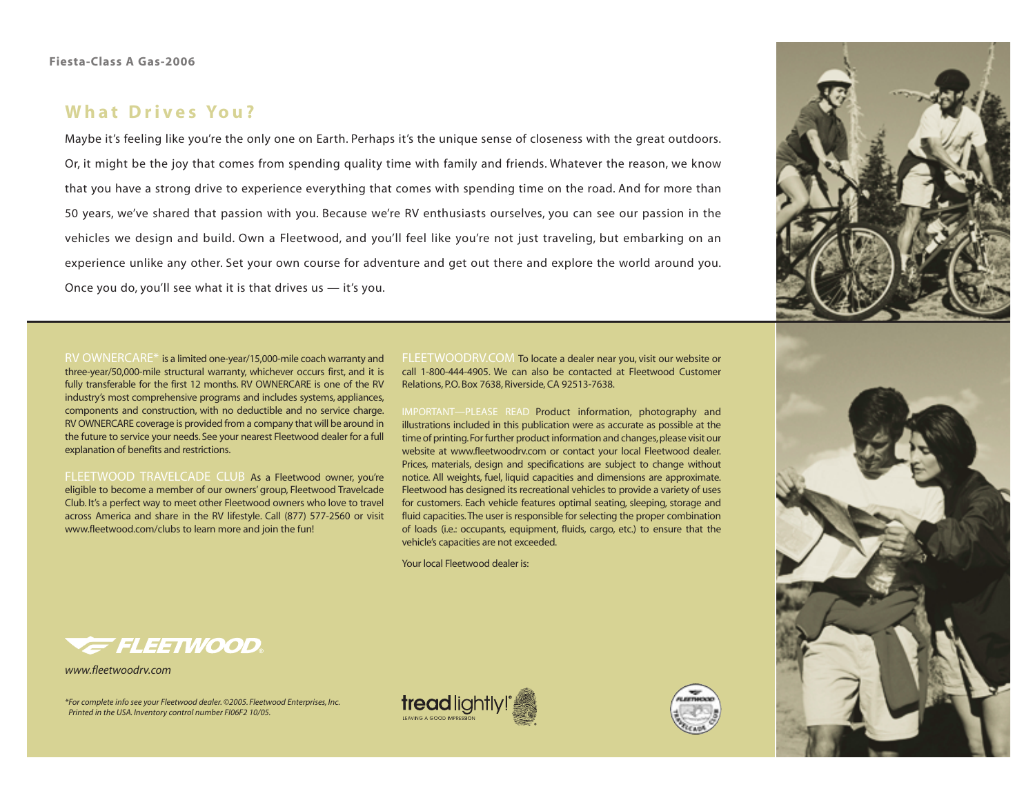Fiesta-Class A Gas-2006

## What Drives You?

Maybe it's feeling like you're the only one on Earth. Perhaps it's the unique sense of closeness with the great outdoors. Or, it might be the joy that comes from spending quality time with family and friends. Whatever the reason, we know that you have a strong drive to experience everything that comes with spending time on the road. And for more than 50 years, we've shared that passion with you. Because we're RV enthusiasts ourselves, you can see our passion in the vehicles we design and build. Own a Fleetwood, and you'll feel like you're not just traveling, but embarking on an experience unlike any other. Set your own course for adventure and get out there and explore the world around you. Once you do, you'll see what it is that drives us — it's you.

RV OWNERCARE* is a limited one-year/15,000-mile coach warranty and three-year/50,000-mile structural warranty, whichever occurs first, and it is fully transferable for the first 12 months. RV OWNERCARE is one of the RV industry's most comprehensive programs and includes systems, appliances, components and construction, with no deductible and no service charge. RV OWNERCARE coverage is provided from a company that will be around in the future to service your needs. See your nearest Fleetwood dealer for a full explanation of benefits and restrictions.

FLEETWOOD TRAVELCADE CLUB As a Fleetwood owner, you're eligible to become a member of our owners' group, Fleetwood Travelcade Club. It's a perfect way to meet other Fleetwood owners who love to travel across America and share in the RV lifestyle. Call (877) 577-2560 or visit www.fleetwood.com/clubs to learn more and join the fun!

FLEETWOODRV.COM To locate a dealer near you, visit our website or call 1-800-444-4905. We can also be contacted at Fleetwood Customer Relations, P.O. Box 7638, Riverside, CA 92513-7638.

IMPORTANT—PLEASE READ Product information, photography and illustrations included in this publication were as accurate as possible at the time of printing. For further product information and changes, please visit our website at www.fleetwoodrv.com or contact your local Fleetwood dealer. Prices, materials, design and specifications are subject to change without notice. All weights, fuel, liquid capacities and dimensions are approximate. Fleetwood has designed its recreational vehicles to provide a variety of uses for customers. Each vehicle features optimal seating, sleeping, storage and fluid capacities. The user is responsible for selecting the proper combination of loads (i.e.: occupants, equipment, fluids, cargo, etc.) to ensure that the vehicle's capacities are not exceeded.

Your local Fleetwood dealer is:

FLEETWOOD

*www.fleetwoodrv.com*

*\*For complete info see your Fleetwood dealer. ©2005. Fleetwood Enterprises, Inc. Printed in the USA. Inventory control number FI06F2 10/05.*

tread lightly! LEAVING A GOOD IMPRESSION